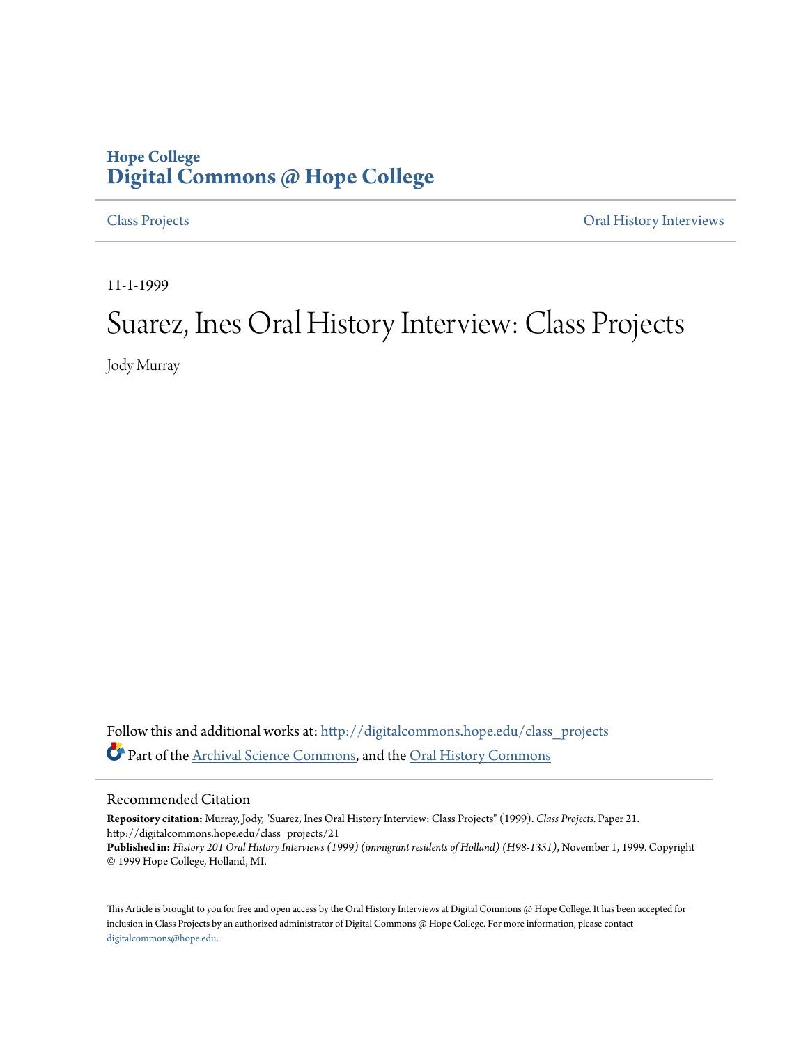Hope College
**Digital Commons @ Hope College**

Class Projects | Oral History Interviews

11-1-1999

# Suarez, Ines Oral History Interview: Class Projects

Jody Murray

Follow this and additional works at: http://digitalcommons.hope.edu/class_projects

Part of the Archival Science Commons, and the Oral History Commons

## Recommended Citation

**Repository citation:** Murray, Jody, "Suarez, Ines Oral History Interview: Class Projects" (1999). *Class Projects.* Paper 21. http://digitalcommons.hope.edu/class_projects/21

**Published in:** *History 201 Oral History Interviews (1999) (immigrant residents of Holland) (H98-1351)*, November 1, 1999. Copyright © 1999 Hope College, Holland, MI.

This Article is brought to you for free and open access by the Oral History Interviews at Digital Commons @ Hope College. It has been accepted for inclusion in Class Projects by an authorized administrator of Digital Commons @ Hope College. For more information, please contact digitalcommons@hope.edu.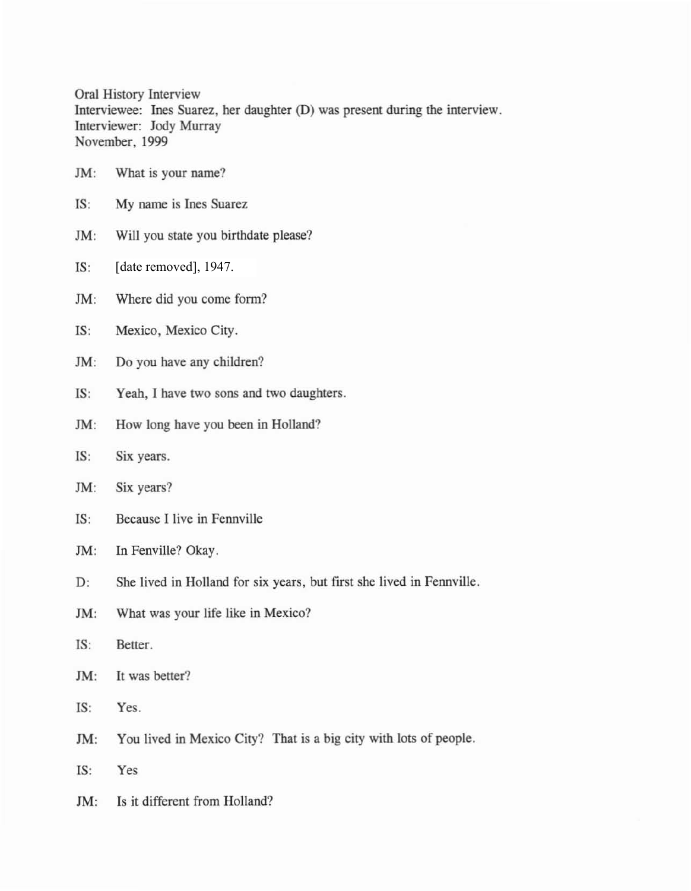Oral History Interview
Interviewee: Ines Suarez, her daughter (D) was present during the interview.
Interviewer: Jody Murray
November, 1999

JM: What is your name?

IS: My name is Ines Suarez

JM: Will you state you birthdate please?

IS: [date removed], 1947.

JM: Where did you come form?

IS: Mexico, Mexico City.

JM: Do you have any children?

IS: Yeah, I have two sons and two daughters.

JM: How long have you been in Holland?

IS: Six years.

JM: Six years?

IS: Because I live in Fennville

JM: In Fenville? Okay.

D: She lived in Holland for six years, but first she lived in Fennville.

JM: What was your life like in Mexico?

IS: Better.

JM: It was better?

IS: Yes.

JM: You lived in Mexico City? That is a big city with lots of people.

IS: Yes

JM: Is it different from Holland?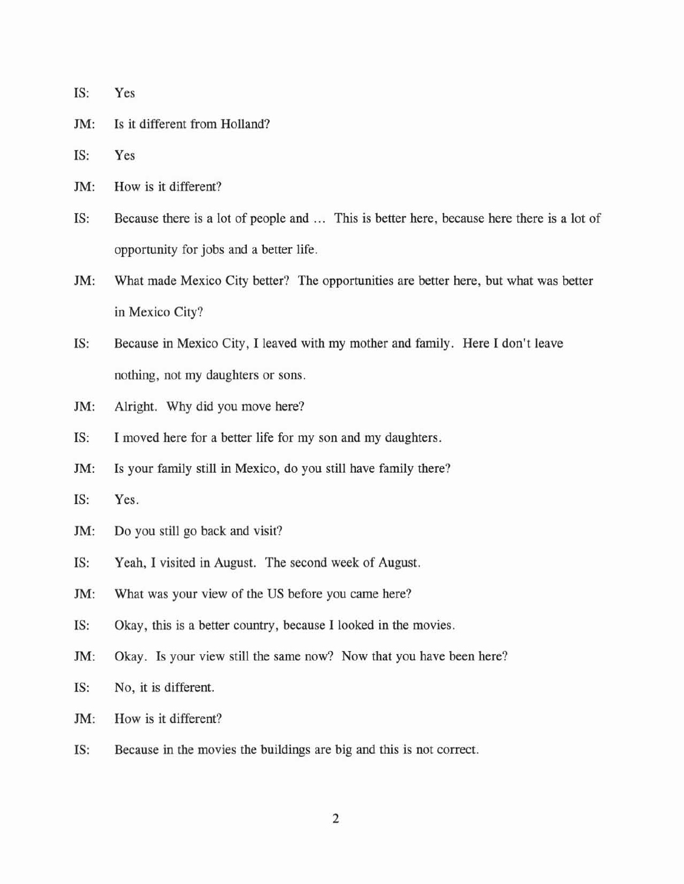IS: Yes

JM: Is it different from Holland?

IS: Yes

JM: How is it different?

IS: Because there is a lot of people and ... This is better here, because here there is a lot of opportunity for jobs and a better life.

JM: What made Mexico City better? The opportunities are better here, but what was better in Mexico City?

IS: Because in Mexico City, I leaved with my mother and family. Here I don't leave nothing, not my daughters or sons.

JM: Alright. Why did you move here?

IS: I moved here for a better life for my son and my daughters.

JM: Is your family still in Mexico, do you still have family there?

IS: Yes.

JM: Do you still go back and visit?

IS: Yeah, I visited in August. The second week of August.

JM: What was your view of the US before you came here?

IS: Okay, this is a better country, because I looked in the movies.

JM: Okay. Is your view still the same now? Now that you have been here?

IS: No, it is different.

JM: How is it different?

IS: Because in the movies the buildings are big and this is not correct.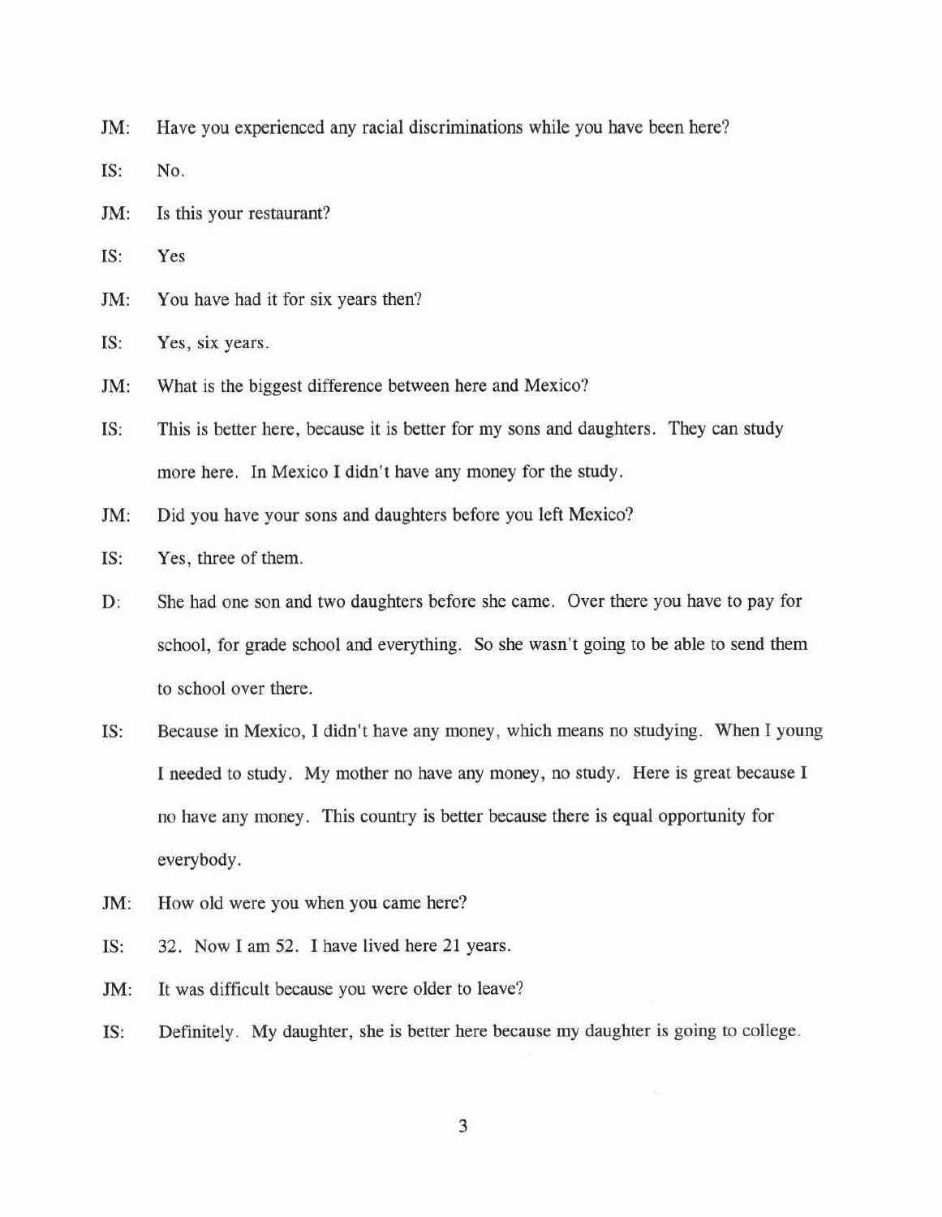JM: Have you experienced any racial discriminations while you have been here?

IS: No.

JM: Is this your restaurant?

IS: Yes

JM: You have had it for six years then?

IS: Yes, six years.

JM: What is the biggest difference between here and Mexico?

IS: This is better here, because it is better for my sons and daughters. They can study more here. In Mexico I didn't have any money for the study.

JM: Did you have your sons and daughters before you left Mexico?

IS: Yes, three of them.

D: She had one son and two daughters before she came. Over there you have to pay for school, for grade school and everything. So she wasn't going to be able to send them to school over there.

IS: Because in Mexico, I didn't have any money, which means no studying. When I young I needed to study. My mother no have any money, no study. Here is great because I no have any money. This country is better because there is equal opportunity for everybody.

JM: How old were you when you came here?

IS: 32. Now I am 52. I have lived here 21 years.

JM: It was difficult because you were older to leave?

IS: Definitely. My daughter, she is better here because my daughter is going to college.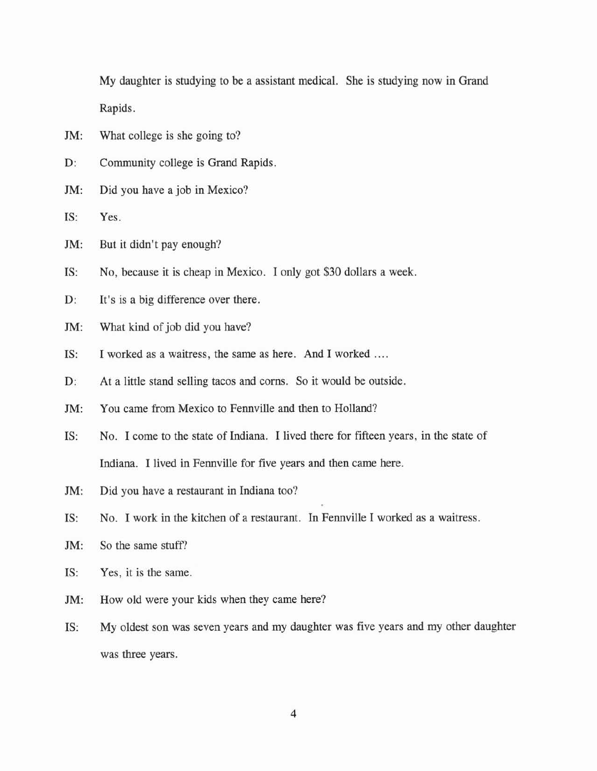My daughter is studying to be a assistant medical. She is studying now in Grand Rapids.

JM: What college is she going to?

D: Community college is Grand Rapids.

JM: Did you have a job in Mexico?

IS: Yes.

JM: But it didn't pay enough?

IS: No, because it is cheap in Mexico. I only got $30 dollars a week.

D: It's is a big difference over there.

JM: What kind of job did you have?

IS: I worked as a waitress, the same as here. And I worked ....

D: At a little stand selling tacos and corns. So it would be outside.

JM: You came from Mexico to Fennville and then to Holland?

IS: No. I come to the state of Indiana. I lived there for fifteen years, in the state of Indiana. I lived in Fennville for five years and then came here.

JM: Did you have a restaurant in Indiana too?

IS: No. I work in the kitchen of a restaurant. In Fennville I worked as a waitress.

JM: So the same stuff?

IS: Yes, it is the same.

JM: How old were your kids when they came here?

IS: My oldest son was seven years and my daughter was five years and my other daughter was three years.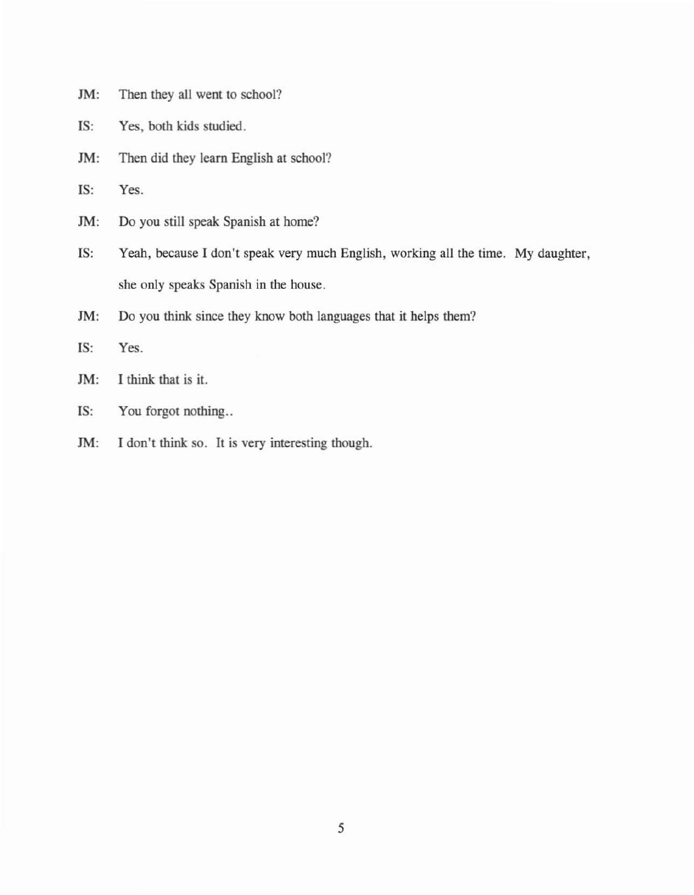JM: Then they all went to school?

IS: Yes, both kids studied.

JM: Then did they learn English at school?

IS: Yes.

JM: Do you still speak Spanish at home?

IS: Yeah, because I don't speak very much English, working all the time. My daughter, she only speaks Spanish in the house.

JM: Do you think since they know both languages that it helps them?

IS: Yes.

JM: I think that is it.

IS: You forgot nothing..

JM: I don't think so. It is very interesting though.